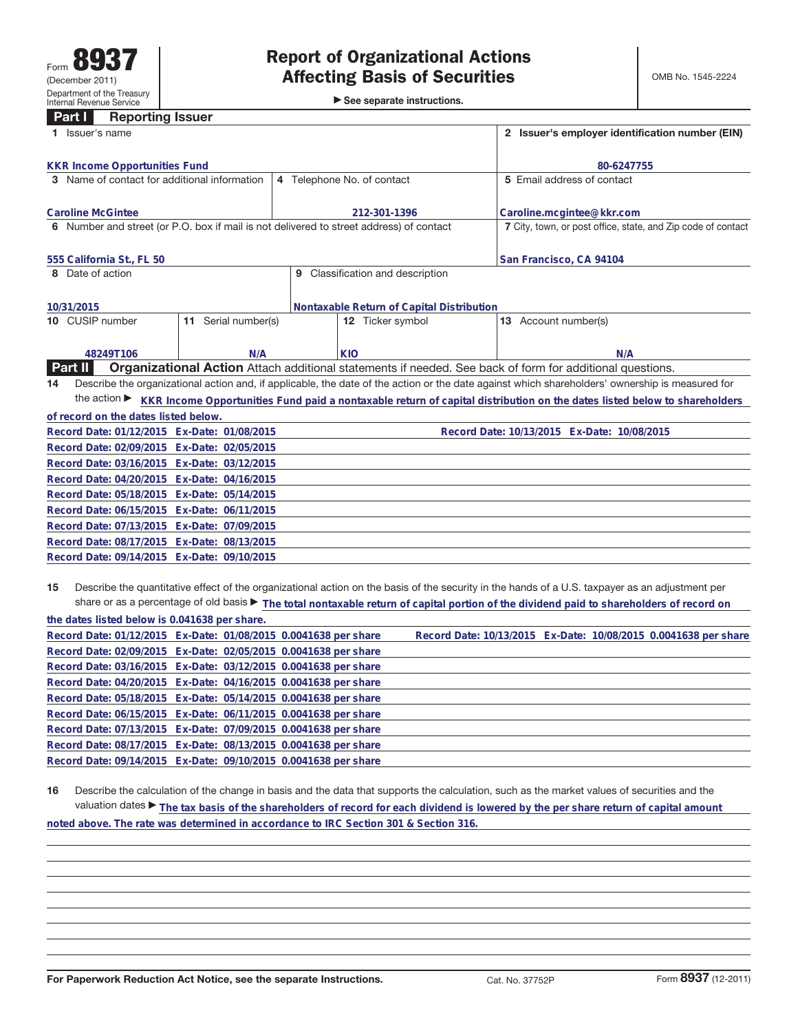Form **8937**
(December 2011)
Department of the Treasury
Internal Revenue Service

# Report of Organizational Actions Affecting Basis of Securities

▶ See separate instructions.

OMB No. 1545-2224

## Part I Reporting Issuer

| | | | |
|---|---|---|---|
| **1** Issuer's name<br>KKR Income Opportunities Fund | | | **2** Issuer's employer identification number (EIN)<br>80-6247755 |
| **3** Name of contact for additional information<br>Caroline McGintee | **4** Telephone No. of contact<br>212-301-1396 | | **5** Email address of contact<br>Caroline.mcgintee@kkr.com |
| **6** Number and street (or P.O. box if mail is not delivered to street address) of contact<br>555 California St., FL 50 | | | **7** City, town, or post office, state, and Zip code of contact<br>San Francisco, CA 94104 |
| **8** Date of action<br>10/31/2015 | **9** Classification and description<br>Nontaxable Return of Capital Distribution | | |
| **10** CUSIP number<br>48249T106 | **11** Serial number(s)<br>N/A | **12** Ticker symbol<br>KIO | **13** Account number(s)<br>N/A |

## Part II Organizational Action

Attach additional statements if needed. See back of form for additional questions.

**14** Describe the organizational action and, if applicable, the date of the action or the date against which shareholders' ownership is measured for the action ▶ KKR Income Opportunities Fund paid a nontaxable return of capital distribution on the dates listed below to shareholders of record on the dates listed below.

Record Date: 01/12/2015 Ex-Date: 01/08/2015
Record Date: 02/09/2015 Ex-Date: 02/05/2015
Record Date: 03/16/2015 Ex-Date: 03/12/2015
Record Date: 04/20/2015 Ex-Date: 04/16/2015
Record Date: 05/18/2015 Ex-Date: 05/14/2015
Record Date: 06/15/2015 Ex-Date: 06/11/2015
Record Date: 07/13/2015 Ex-Date: 07/09/2015
Record Date: 08/17/2015 Ex-Date: 08/13/2015
Record Date: 09/14/2015 Ex-Date: 09/10/2015
Record Date: 10/13/2015 Ex-Date: 10/08/2015

**15** Describe the quantitative effect of the organizational action on the basis of the security in the hands of a U.S. taxpayer as an adjustment per share or as a percentage of old basis ▶ The total nontaxable return of capital portion of the dividend paid to shareholders of record on the dates listed below is 0.041638 per share.

Record Date: 01/12/2015 Ex-Date: 01/08/2015 0.0041638 per share
Record Date: 02/09/2015 Ex-Date: 02/05/2015 0.0041638 per share
Record Date: 03/16/2015 Ex-Date: 03/12/2015 0.0041638 per share
Record Date: 04/20/2015 Ex-Date: 04/16/2015 0.0041638 per share
Record Date: 05/18/2015 Ex-Date: 05/14/2015 0.0041638 per share
Record Date: 06/15/2015 Ex-Date: 06/11/2015 0.0041638 per share
Record Date: 07/13/2015 Ex-Date: 07/09/2015 0.0041638 per share
Record Date: 08/17/2015 Ex-Date: 08/13/2015 0.0041638 per share
Record Date: 09/14/2015 Ex-Date: 09/10/2015 0.0041638 per share
Record Date: 10/13/2015 Ex-Date: 10/08/2015 0.0041638 per share

**16** Describe the calculation of the change in basis and the data that supports the calculation, such as the market values of securities and the valuation dates ▶ The tax basis of the shareholders of record for each dividend is lowered by the per share return of capital amount noted above. The rate was determined in accordance to IRC Section 301 & Section 316.

For Paperwork Reduction Act Notice, see the separate Instructions. Cat. No. 37752P Form **8937** (12-2011)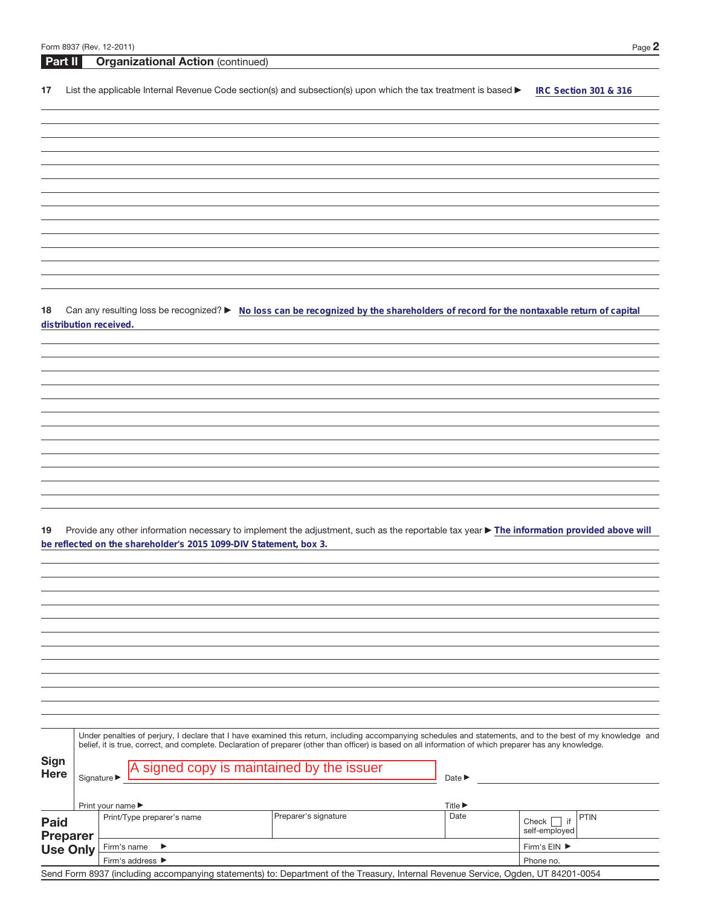## Part II Organizational Action (continued)

**17** List the applicable Internal Revenue Code section(s) and subsection(s) upon which the tax treatment is based ▶ **IRC Section 301 & 316**

**18** Can any resulting loss be recognized? ▶ **No loss can be recognized by the shareholders of record for the nontaxable return of capital distribution received.**

**19** Provide any other information necessary to implement the adjustment, such as the reportable tax year ▶ **The information provided above will be reflected on the shareholder's 2015 1099-DIV Statement, box 3.**

**Sign Here**

Under penalties of perjury, I declare that I have examined this return, including accompanying schedules and statements, and to the best of my knowledge and belief, it is true, correct, and complete. Declaration of preparer (other than officer) is based on all information of which preparer has any knowledge.

Signature ▶ A signed copy is maintained by the issuer     Date ▶

Print your name ▶     Title ▶

**Paid Preparer Use Only**

| Print/Type preparer's name | Preparer's signature | Date | Check ☐ if self-employed | PTIN |
| --- | --- | --- | --- | --- |
| Firm's name ▶ | | | Firm's EIN ▶ | |
| Firm's address ▶ | | | Phone no. | |

Send Form 8937 (including accompanying statements) to: Department of the Treasury, Internal Revenue Service, Ogden, UT 84201-0054